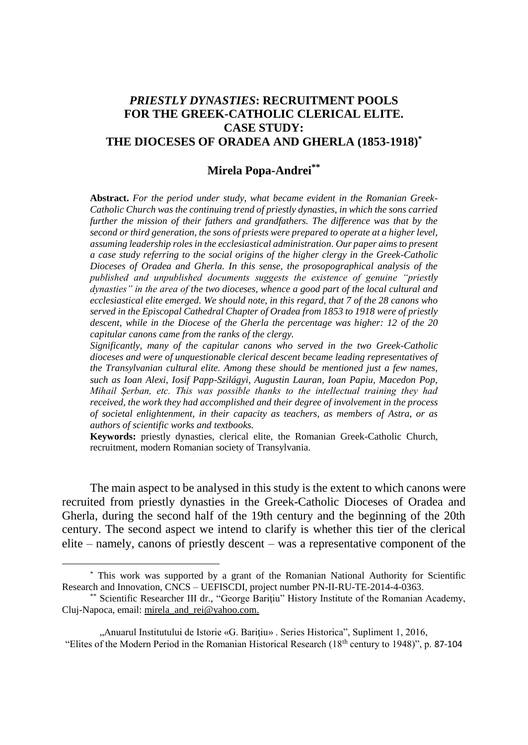# *PRIESTLY DYNASTIES*: RECRUITMENT POOLS FOR THE GREEK-CATHOLIC CLERICAL ELITE. CASE STUDY: THE DIOCESES OF ORADEA AND GHERLA (1853-1918)[*]

## Mirela Popa-Andrei[**]

**Abstract.** *For the period under study, what became evident in the Romanian Greek-Catholic Church was the continuing trend of priestly dynasties, in which the sons carried further the mission of their fathers and grandfathers. The difference was that by the second or third generation, the sons of priests were prepared to operate at a higher level, assuming leadership roles in the ecclesiastical administration. Our paper aims to present a case study referring to the social origins of the higher clergy in the Greek-Catholic Dioceses of Oradea and Gherla. In this sense, the prosopographical analysis of the published and unpublished documents suggests the existence of genuine "priestly dynasties" in the area of the two dioceses, whence a good part of the local cultural and ecclesiastical elite emerged. We should note, in this regard, that 7 of the 28 canons who served in the Episcopal Cathedral Chapter of Oradea from 1853 to 1918 were of priestly descent, while in the Diocese of the Gherla the percentage was higher: 12 of the 20 capitular canons came from the ranks of the clergy.*

*Significantly, many of the capitular canons who served in the two Greek-Catholic dioceses and were of unquestionable clerical descent became leading representatives of the Transylvanian cultural elite. Among these should be mentioned just a few names, such as Ioan Alexi, Iosif Papp-Szilágyi, Augustin Lauran, Ioan Papiu, Macedon Pop, Mihail Şerban, etc. This was possible thanks to the intellectual training they had received, the work they had accomplished and their degree of involvement in the process of societal enlightenment, in their capacity as teachers, as members of Astra, or as authors of scientific works and textbooks.*

**Keywords:** priestly dynasties, clerical elite, the Romanian Greek-Catholic Church, recruitment, modern Romanian society of Transylvania.

The main aspect to be analysed in this study is the extent to which canons were recruited from priestly dynasties in the Greek-Catholic Dioceses of Oradea and Gherla, during the second half of the 19th century and the beginning of the 20th century. The second aspect we intend to clarify is whether this tier of the clerical elite – namely, canons of priestly descent – was a representative component of the

---

[*] This work was supported by a grant of the Romanian National Authority for Scientific Research and Innovation, CNCS – UEFISCDI, project number PN-II-RU-TE-2014-4-0363.

[**] Scientific Researcher III dr., "George Barițiu" History Institute of the Romanian Academy, Cluj-Napoca, email: mirela_and_rei@yahoo.com.

„Anuarul Institutului de Istorie «G. Barițiu» . Series Historica", Supliment 1, 2016, "Elites of the Modern Period in the Romanian Historical Research (18th century to 1948)", p. 87-104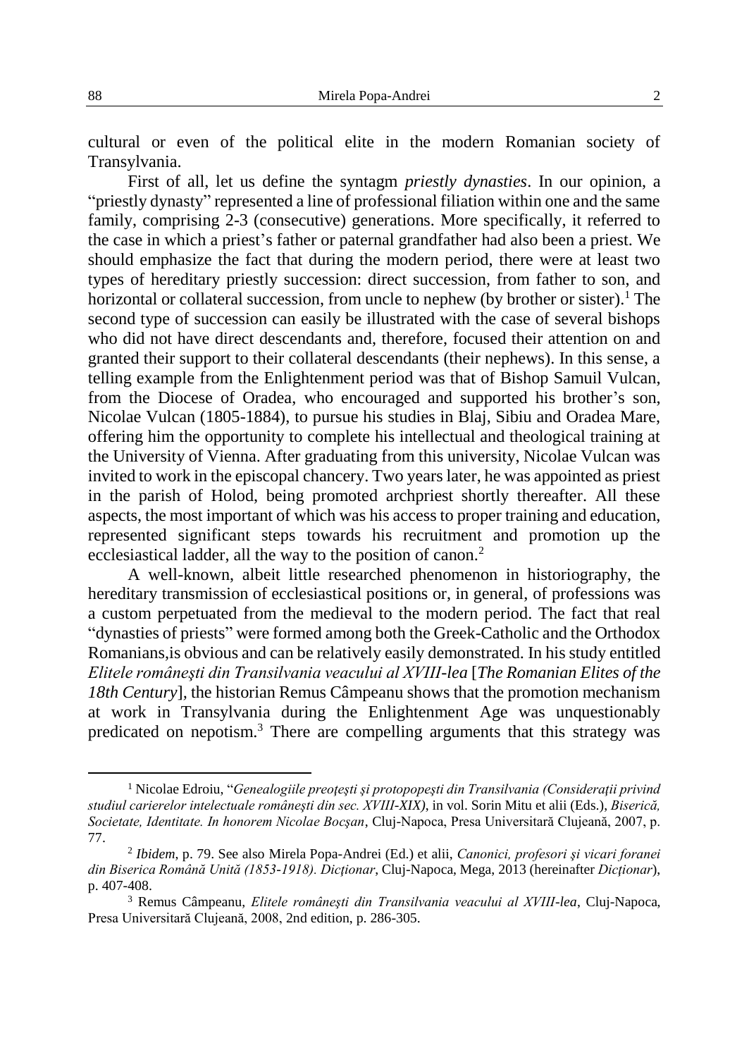cultural or even of the political elite in the modern Romanian society of Transylvania.

First of all, let us define the syntagm *priestly dynasties*. In our opinion, a "priestly dynasty" represented a line of professional filiation within one and the same family, comprising 2-3 (consecutive) generations. More specifically, it referred to the case in which a priest's father or paternal grandfather had also been a priest. We should emphasize the fact that during the modern period, there were at least two types of hereditary priestly succession: direct succession, from father to son, and horizontal or collateral succession, from uncle to nephew (by brother or sister).[1] The second type of succession can easily be illustrated with the case of several bishops who did not have direct descendants and, therefore, focused their attention on and granted their support to their collateral descendants (their nephews). In this sense, a telling example from the Enlightenment period was that of Bishop Samuil Vulcan, from the Diocese of Oradea, who encouraged and supported his brother's son, Nicolae Vulcan (1805-1884), to pursue his studies in Blaj, Sibiu and Oradea Mare, offering him the opportunity to complete his intellectual and theological training at the University of Vienna. After graduating from this university, Nicolae Vulcan was invited to work in the episcopal chancery. Two years later, he was appointed as priest in the parish of Holod, being promoted archpriest shortly thereafter. All these aspects, the most important of which was his access to proper training and education, represented significant steps towards his recruitment and promotion up the ecclesiastical ladder, all the way to the position of canon.[2]

A well-known, albeit little researched phenomenon in historiography, the hereditary transmission of ecclesiastical positions or, in general, of professions was a custom perpetuated from the medieval to the modern period. The fact that real "dynasties of priests" were formed among both the Greek-Catholic and the Orthodox Romanians,is obvious and can be relatively easily demonstrated. In his study entitled *Elitele româneşti din Transilvania veacului al XVIII-lea* [*The Romanian Elites of the 18th Century*], the historian Remus Câmpeanu shows that the promotion mechanism at work in Transylvania during the Enlightenment Age was unquestionably predicated on nepotism.[3] There are compelling arguments that this strategy was

---

[1] Nicolae Edroiu, "*Genealogiile preoţeşti şi protopopeşti din Transilvania (Consideraţii privind studiul carierelor intelectuale româneşti din sec. XVIII-XIX)*, in vol. Sorin Mitu et alii (Eds.), *Biserică, Societate, Identitate. In honorem Nicolae Bocşan*, Cluj-Napoca, Presa Universitară Clujeană, 2007, p. 77.

[2] *Ibidem*, p. 79. See also Mirela Popa-Andrei (Ed.) et alii, *Canonici, profesori şi vicari foranei din Biserica Română Unită (1853-1918). Dicţionar*, Cluj-Napoca, Mega, 2013 (hereinafter *Dicţionar*), p. 407-408.

[3] Remus Câmpeanu, *Elitele româneşti din Transilvania veacului al XVIII-lea*, Cluj-Napoca, Presa Universitară Clujeană, 2008, 2nd edition, p. 286-305.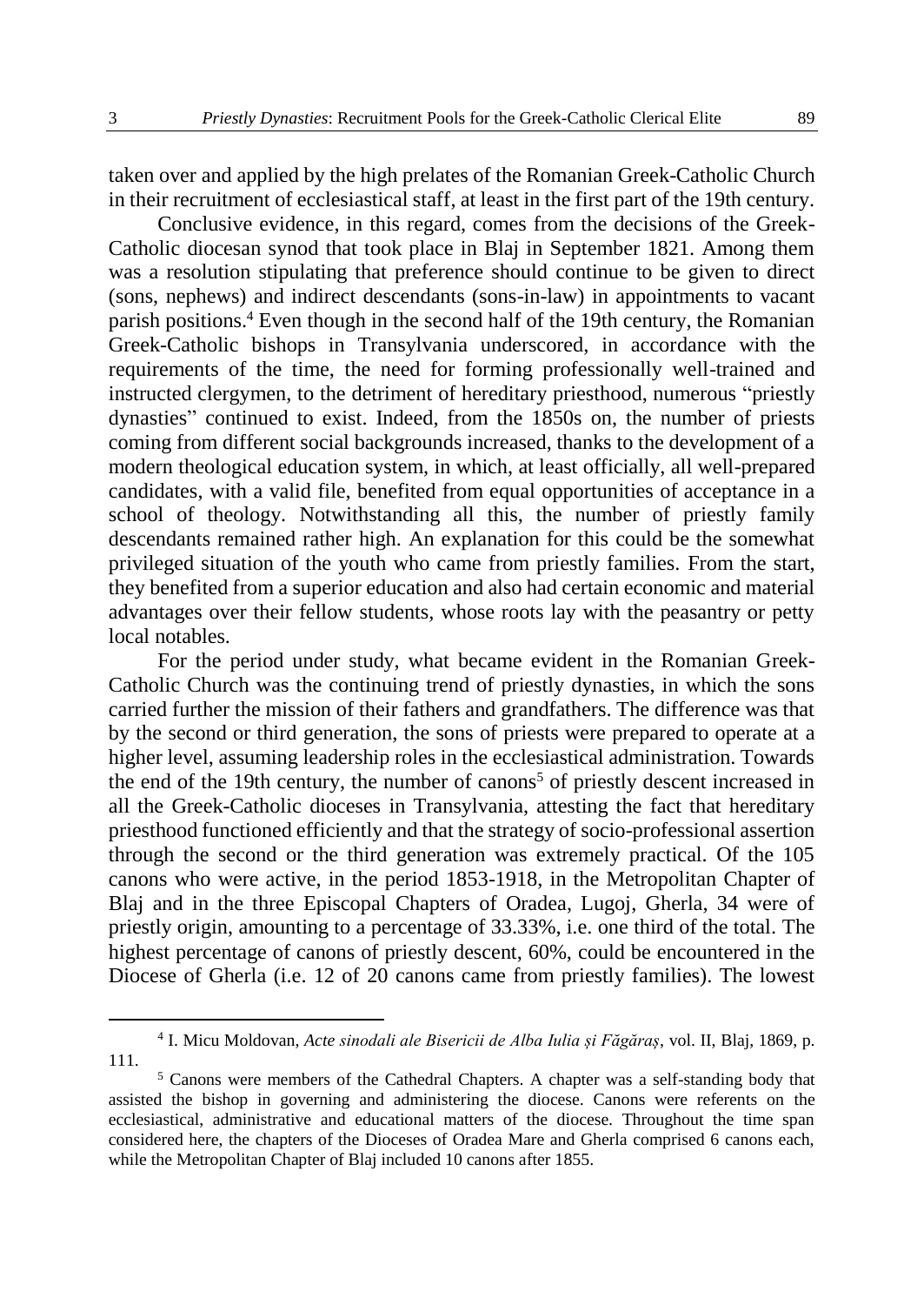taken over and applied by the high prelates of the Romanian Greek-Catholic Church in their recruitment of ecclesiastical staff, at least in the first part of the 19th century.

Conclusive evidence, in this regard, comes from the decisions of the Greek-Catholic diocesan synod that took place in Blaj in September 1821. Among them was a resolution stipulating that preference should continue to be given to direct (sons, nephews) and indirect descendants (sons-in-law) in appointments to vacant parish positions.[4] Even though in the second half of the 19th century, the Romanian Greek-Catholic bishops in Transylvania underscored, in accordance with the requirements of the time, the need for forming professionally well-trained and instructed clergymen, to the detriment of hereditary priesthood, numerous "priestly dynasties" continued to exist. Indeed, from the 1850s on, the number of priests coming from different social backgrounds increased, thanks to the development of a modern theological education system, in which, at least officially, all well-prepared candidates, with a valid file, benefited from equal opportunities of acceptance in a school of theology. Notwithstanding all this, the number of priestly family descendants remained rather high. An explanation for this could be the somewhat privileged situation of the youth who came from priestly families. From the start, they benefited from a superior education and also had certain economic and material advantages over their fellow students, whose roots lay with the peasantry or petty local notables.

For the period under study, what became evident in the Romanian Greek-Catholic Church was the continuing trend of priestly dynasties, in which the sons carried further the mission of their fathers and grandfathers. The difference was that by the second or third generation, the sons of priests were prepared to operate at a higher level, assuming leadership roles in the ecclesiastical administration. Towards the end of the 19th century, the number of canons[5] of priestly descent increased in all the Greek-Catholic dioceses in Transylvania, attesting the fact that hereditary priesthood functioned efficiently and that the strategy of socio-professional assertion through the second or the third generation was extremely practical. Of the 105 canons who were active, in the period 1853-1918, in the Metropolitan Chapter of Blaj and in the three Episcopal Chapters of Oradea, Lugoj, Gherla, 34 were of priestly origin, amounting to a percentage of 33.33%, i.e. one third of the total. The highest percentage of canons of priestly descent, 60%, could be encountered in the Diocese of Gherla (i.e. 12 of 20 canons came from priestly families). The lowest

---

[4] I. Micu Moldovan, *Acte sinodali ale Bisericii de Alba Iulia și Făgăraș*, vol. II, Blaj, 1869, p. 111.

[5] Canons were members of the Cathedral Chapters. A chapter was a self-standing body that assisted the bishop in governing and administering the diocese. Canons were referents on the ecclesiastical, administrative and educational matters of the diocese. Throughout the time span considered here, the chapters of the Dioceses of Oradea Mare and Gherla comprised 6 canons each, while the Metropolitan Chapter of Blaj included 10 canons after 1855.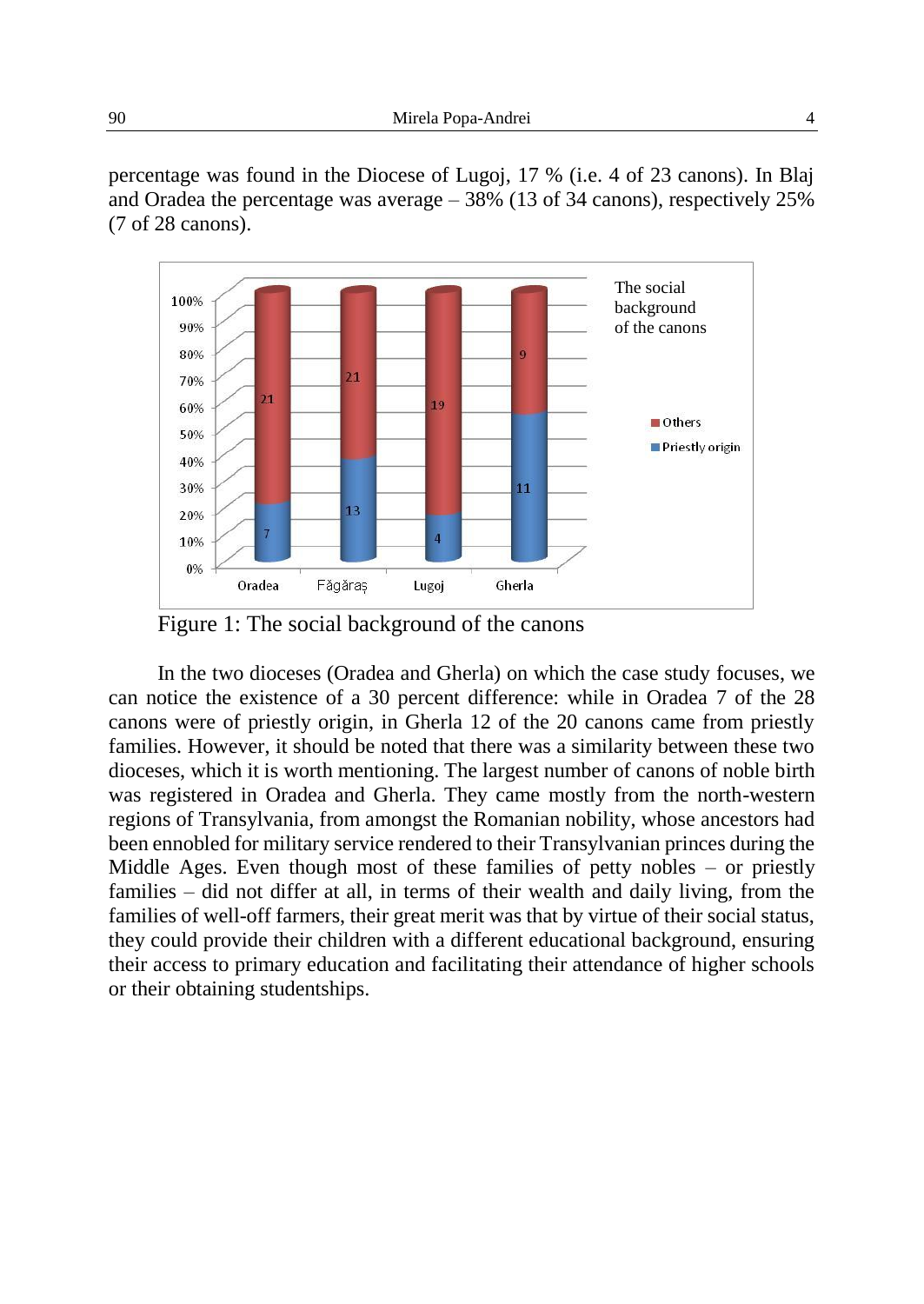percentage was found in the Diocese of Lugoj, 17 % (i.e. 4 of 23 canons). In Blaj and Oradea the percentage was average – 38% (13 of 34 canons), respectively 25% (7 of 28 canons).

Figure 1: The social background of the canons

In the two dioceses (Oradea and Gherla) on which the case study focuses, we can notice the existence of a 30 percent difference: while in Oradea 7 of the 28 canons were of priestly origin, in Gherla 12 of the 20 canons came from priestly families. However, it should be noted that there was a similarity between these two dioceses, which it is worth mentioning. The largest number of canons of noble birth was registered in Oradea and Gherla. They came mostly from the north-western regions of Transylvania, from amongst the Romanian nobility, whose ancestors had been ennobled for military service rendered to their Transylvanian princes during the Middle Ages. Even though most of these families of petty nobles – or priestly families – did not differ at all, in terms of their wealth and daily living, from the families of well-off farmers, their great merit was that by virtue of their social status, they could provide their children with a different educational background, ensuring their access to primary education and facilitating their attendance of higher schools or their obtaining studentships.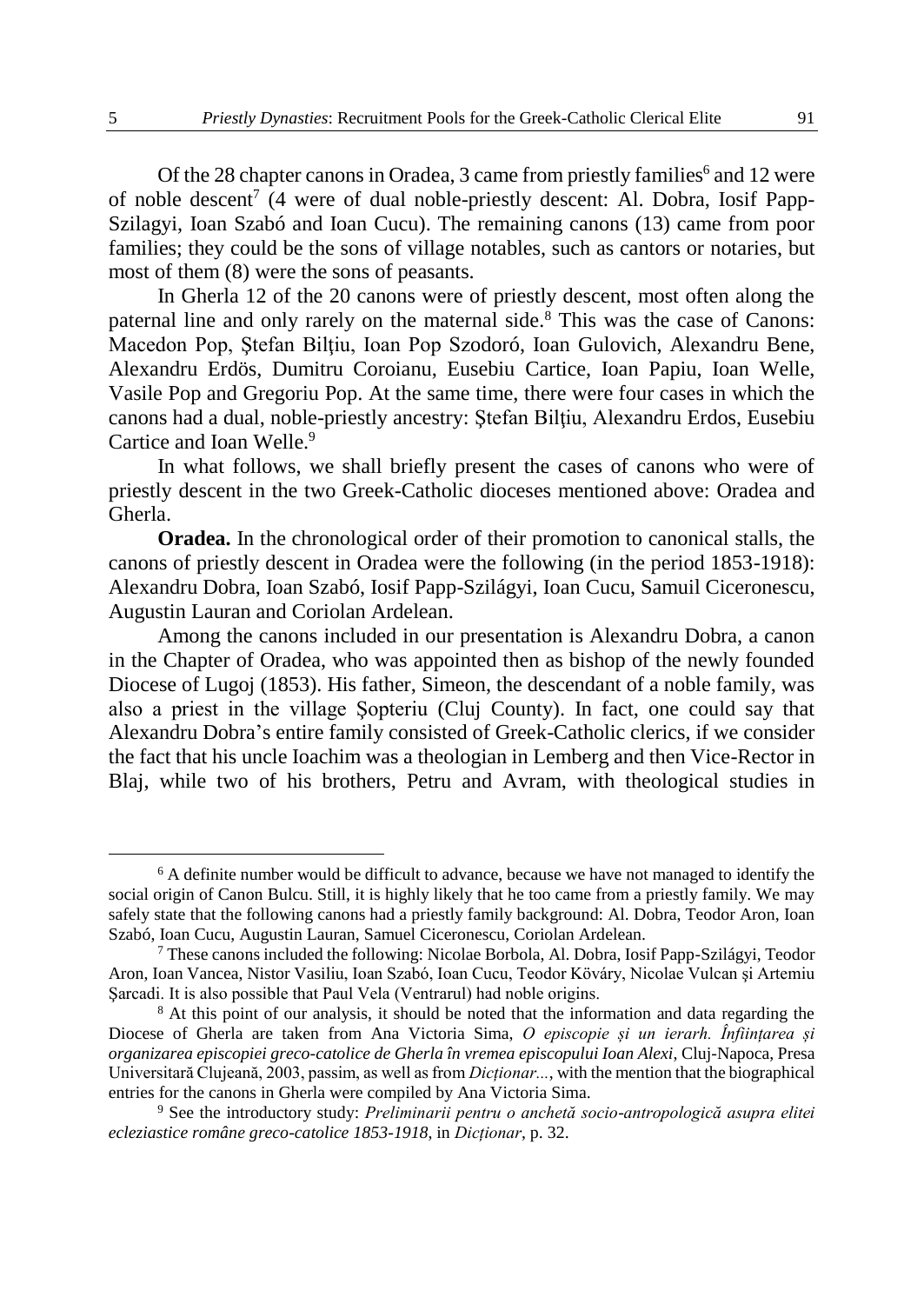Of the 28 chapter canons in Oradea, 3 came from priestly families[6] and 12 were of noble descent[7] (4 were of dual noble-priestly descent: Al. Dobra, Iosif Papp-Szilagyi, Ioan Szabó and Ioan Cucu). The remaining canons (13) came from poor families; they could be the sons of village notables, such as cantors or notaries, but most of them (8) were the sons of peasants.

In Gherla 12 of the 20 canons were of priestly descent, most often along the paternal line and only rarely on the maternal side.[8] This was the case of Canons: Macedon Pop, Ştefan Bilţiu, Ioan Pop Szodoró, Ioan Gulovich, Alexandru Bene, Alexandru Erdös, Dumitru Coroianu, Eusebiu Cartice, Ioan Papiu, Ioan Welle, Vasile Pop and Gregoriu Pop. At the same time, there were four cases in which the canons had a dual, noble-priestly ancestry: Ştefan Bilţiu, Alexandru Erdos, Eusebiu Cartice and Ioan Welle.[9]

In what follows, we shall briefly present the cases of canons who were of priestly descent in the two Greek-Catholic dioceses mentioned above: Oradea and Gherla.

**Oradea.** In the chronological order of their promotion to canonical stalls, the canons of priestly descent in Oradea were the following (in the period 1853-1918): Alexandru Dobra, Ioan Szabó, Iosif Papp-Szilágyi, Ioan Cucu, Samuil Ciceronescu, Augustin Lauran and Coriolan Ardelean.

Among the canons included in our presentation is Alexandru Dobra, a canon in the Chapter of Oradea, who was appointed then as bishop of the newly founded Diocese of Lugoj (1853). His father, Simeon, the descendant of a noble family, was also a priest in the village Şopteriu (Cluj County). In fact, one could say that Alexandru Dobra's entire family consisted of Greek-Catholic clerics, if we consider the fact that his uncle Ioachim was a theologian in Lemberg and then Vice-Rector in Blaj, while two of his brothers, Petru and Avram, with theological studies in

---

[6] A definite number would be difficult to advance, because we have not managed to identify the social origin of Canon Bulcu. Still, it is highly likely that he too came from a priestly family. We may safely state that the following canons had a priestly family background: Al. Dobra, Teodor Aron, Ioan Szabó, Ioan Cucu, Augustin Lauran, Samuel Ciceronescu, Coriolan Ardelean.

[7] These canons included the following: Nicolae Borbola, Al. Dobra, Iosif Papp-Szilágyi, Teodor Aron, Ioan Vancea, Nistor Vasiliu, Ioan Szabó, Ioan Cucu, Teodor Kőváry, Nicolae Vulcan şi Artemiu Şarcadi. It is also possible that Paul Vela (Ventrarul) had noble origins.

[8] At this point of our analysis, it should be noted that the information and data regarding the Diocese of Gherla are taken from Ana Victoria Sima, *O episcopie şi un ierarh. Înfiinţarea şi organizarea episcopiei greco-catolice de Gherla în vremea episcopului Ioan Alexi*, Cluj-Napoca, Presa Universitară Clujeană, 2003, passim, as well as from *Dicţionar...*, with the mention that the biographical entries for the canons in Gherla were compiled by Ana Victoria Sima.

[9] See the introductory study: *Preliminarii pentru o anchetă socio-antropologică asupra elitei ecleziastice române greco-catolice 1853-1918*, in *Dicţionar*, p. 32.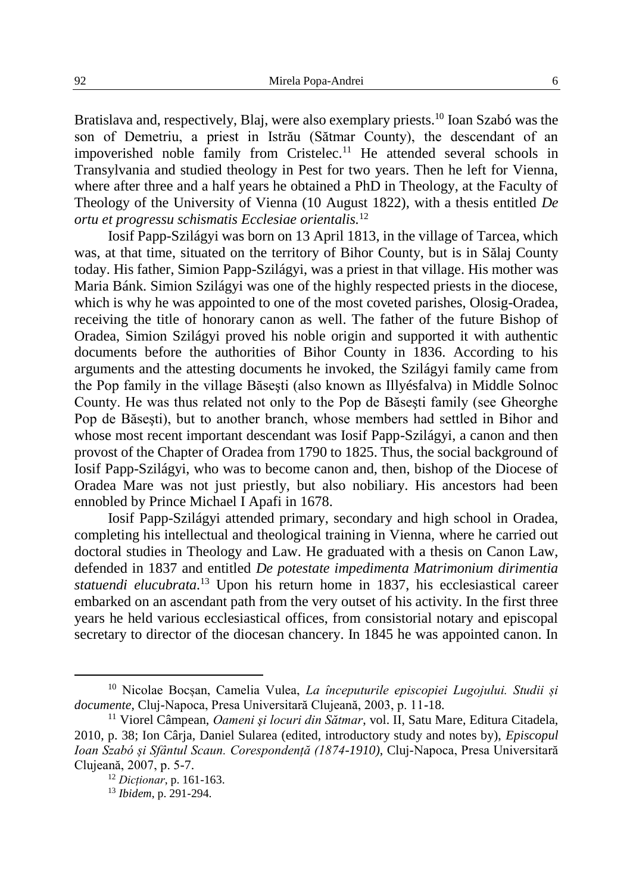Bratislava and, respectively, Blaj, were also exemplary priests.[10] Ioan Szabó was the son of Demetriu, a priest in Istrău (Sătmar County), the descendant of an impoverished noble family from Cristelec.[11] He attended several schools in Transylvania and studied theology in Pest for two years. Then he left for Vienna, where after three and a half years he obtained a PhD in Theology, at the Faculty of Theology of the University of Vienna (10 August 1822), with a thesis entitled *De ortu et progressu schismatis Ecclesiae orientalis.*[12]

Iosif Papp-Szilágyi was born on 13 April 1813, in the village of Tarcea, which was, at that time, situated on the territory of Bihor County, but is in Sălaj County today. His father, Simion Papp-Szilágyi, was a priest in that village. His mother was Maria Bánk. Simion Szilágyi was one of the highly respected priests in the diocese, which is why he was appointed to one of the most coveted parishes, Olosig-Oradea, receiving the title of honorary canon as well. The father of the future Bishop of Oradea, Simion Szilágyi proved his noble origin and supported it with authentic documents before the authorities of Bihor County in 1836. According to his arguments and the attesting documents he invoked, the Szilágyi family came from the Pop family in the village Băsești (also known as Illyésfalva) in Middle Solnoc County. He was thus related not only to the Pop de Băsești family (see Gheorghe Pop de Băsești), but to another branch, whose members had settled in Bihor and whose most recent important descendant was Iosif Papp-Szilágyi, a canon and then provost of the Chapter of Oradea from 1790 to 1825. Thus, the social background of Iosif Papp-Szilágyi, who was to become canon and, then, bishop of the Diocese of Oradea Mare was not just priestly, but also nobiliary. His ancestors had been ennobled by Prince Michael I Apafi in 1678.

Iosif Papp-Szilágyi attended primary, secondary and high school in Oradea, completing his intellectual and theological training in Vienna, where he carried out doctoral studies in Theology and Law. He graduated with a thesis on Canon Law, defended in 1837 and entitled *De potestate impedimenta Matrimonium dirimentia statuendi elucubrata.*[13] Upon his return home in 1837, his ecclesiastical career embarked on an ascendant path from the very outset of his activity. In the first three years he held various ecclesiastical offices, from consistorial notary and episcopal secretary to director of the diocesan chancery. In 1845 he was appointed canon. In

---

[10] Nicolae Bocșan, Camelia Vulea, *La începuturile episcopiei Lugojului. Studii și documente*, Cluj-Napoca, Presa Universitară Clujeană, 2003, p. 11-18.

[11] Viorel Câmpean, *Oameni și locuri din Sătmar*, vol. II, Satu Mare, Editura Citadela, 2010, p. 38; Ion Cârja, Daniel Sularea (edited, introductory study and notes by), *Episcopul Ioan Szabó și Sfântul Scaun. Corespondență (1874-1910)*, Cluj-Napoca, Presa Universitară Clujeană, 2007, p. 5-7.

[12] *Dicționar*, p. 161-163.

[13] *Ibidem*, p. 291-294.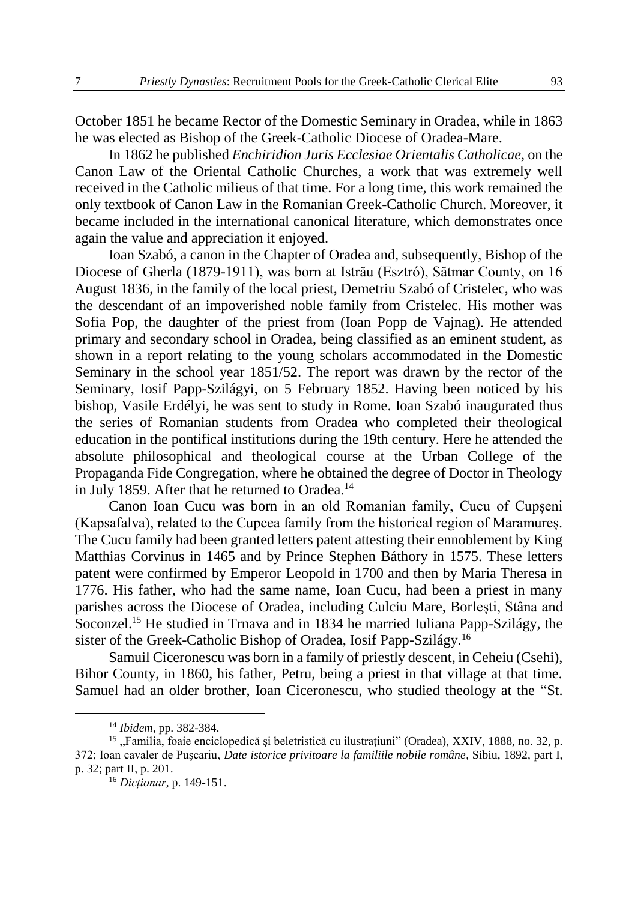October 1851 he became Rector of the Domestic Seminary in Oradea, while in 1863 he was elected as Bishop of the Greek-Catholic Diocese of Oradea-Mare.

In 1862 he published *Enchiridion Juris Ecclesiae Orientalis Catholicae*, on the Canon Law of the Oriental Catholic Churches, a work that was extremely well received in the Catholic milieus of that time. For a long time, this work remained the only textbook of Canon Law in the Romanian Greek-Catholic Church. Moreover, it became included in the international canonical literature, which demonstrates once again the value and appreciation it enjoyed.

Ioan Szabó, a canon in the Chapter of Oradea and, subsequently, Bishop of the Diocese of Gherla (1879-1911), was born at Istrău (Esztró), Sătmar County, on 16 August 1836, in the family of the local priest, Demetriu Szabó of Cristelec, who was the descendant of an impoverished noble family from Cristelec. His mother was Sofia Pop, the daughter of the priest from (Ioan Popp de Vajnag). He attended primary and secondary school in Oradea, being classified as an eminent student, as shown in a report relating to the young scholars accommodated in the Domestic Seminary in the school year 1851/52. The report was drawn by the rector of the Seminary, Iosif Papp-Szilágyi, on 5 February 1852. Having been noticed by his bishop, Vasile Erdélyi, he was sent to study in Rome. Ioan Szabó inaugurated thus the series of Romanian students from Oradea who completed their theological education in the pontifical institutions during the 19th century. Here he attended the absolute philosophical and theological course at the Urban College of the Propaganda Fide Congregation, where he obtained the degree of Doctor in Theology in July 1859. After that he returned to Oradea.[14]

Canon Ioan Cucu was born in an old Romanian family, Cucu of Cupşeni (Kapsafalva), related to the Cupcea family from the historical region of Maramureş. The Cucu family had been granted letters patent attesting their ennoblement by King Matthias Corvinus in 1465 and by Prince Stephen Báthory in 1575. These letters patent were confirmed by Emperor Leopold in 1700 and then by Maria Theresa in 1776. His father, who had the same name, Ioan Cucu, had been a priest in many parishes across the Diocese of Oradea, including Culciu Mare, Borleşti, Stâna and Soconzel.[15] He studied in Trnava and in 1834 he married Iuliana Papp-Szilágy, the sister of the Greek-Catholic Bishop of Oradea, Iosif Papp-Szilágy.[16]

Samuil Ciceronescu was born in a family of priestly descent, in Ceheiu (Csehi), Bihor County, in 1860, his father, Petru, being a priest in that village at that time. Samuel had an older brother, Ioan Ciceronescu, who studied theology at the "St.

---

[14] *Ibidem*, pp. 382-384.

[15] „Familia, foaie enciclopedică şi beletristică cu ilustraţiuni" (Oradea), XXIV, 1888, no. 32, p. 372; Ioan cavaler de Puşcariu, *Date istorice privitoare la familiile nobile române*, Sibiu, 1892, part I, p. 32; part II, p. 201.

[16] *Dicţionar*, p. 149-151.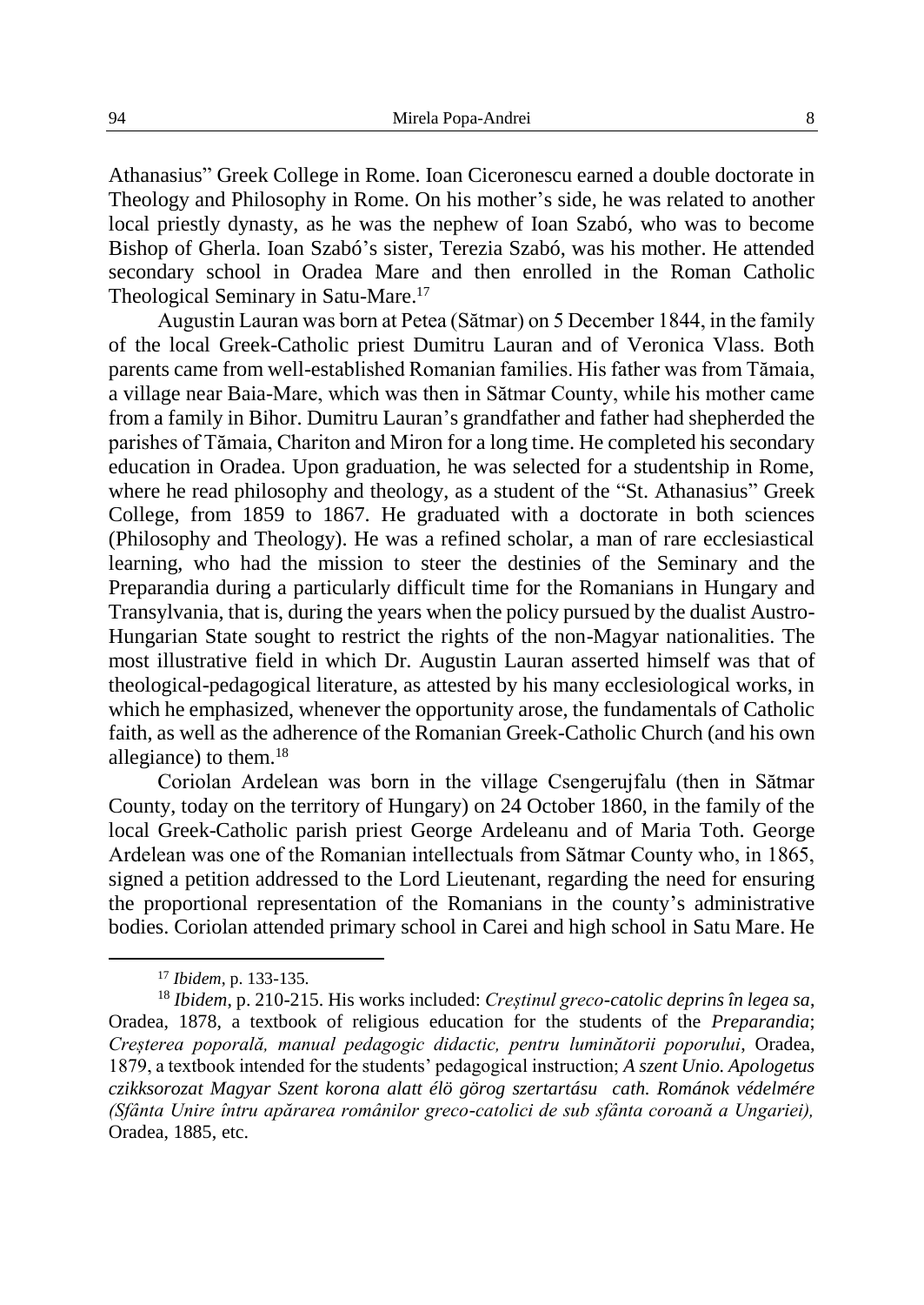Athanasius" Greek College in Rome. Ioan Ciceronescu earned a double doctorate in Theology and Philosophy in Rome. On his mother's side, he was related to another local priestly dynasty, as he was the nephew of Ioan Szabó, who was to become Bishop of Gherla. Ioan Szabó's sister, Terezia Szabó, was his mother. He attended secondary school in Oradea Mare and then enrolled in the Roman Catholic Theological Seminary in Satu-Mare.[17]

Augustin Lauran was born at Petea (Sătmar) on 5 December 1844, in the family of the local Greek-Catholic priest Dumitru Lauran and of Veronica Vlass. Both parents came from well-established Romanian families. His father was from Tămaia, a village near Baia-Mare, which was then in Sătmar County, while his mother came from a family in Bihor. Dumitru Lauran's grandfather and father had shepherded the parishes of Tămaia, Chariton and Miron for a long time. He completed his secondary education in Oradea. Upon graduation, he was selected for a studentship in Rome, where he read philosophy and theology, as a student of the "St. Athanasius" Greek College, from 1859 to 1867. He graduated with a doctorate in both sciences (Philosophy and Theology). He was a refined scholar, a man of rare ecclesiastical learning, who had the mission to steer the destinies of the Seminary and the Preparandia during a particularly difficult time for the Romanians in Hungary and Transylvania, that is, during the years when the policy pursued by the dualist Austro-Hungarian State sought to restrict the rights of the non-Magyar nationalities. The most illustrative field in which Dr. Augustin Lauran asserted himself was that of theological-pedagogical literature, as attested by his many ecclesiological works, in which he emphasized, whenever the opportunity arose, the fundamentals of Catholic faith, as well as the adherence of the Romanian Greek-Catholic Church (and his own allegiance) to them.[18]

Coriolan Ardelean was born in the village Csengerujfalu (then in Sătmar County, today on the territory of Hungary) on 24 October 1860, in the family of the local Greek-Catholic parish priest George Ardeleanu and of Maria Toth. George Ardelean was one of the Romanian intellectuals from Sătmar County who, in 1865, signed a petition addressed to the Lord Lieutenant, regarding the need for ensuring the proportional representation of the Romanians in the county's administrative bodies. Coriolan attended primary school in Carei and high school in Satu Mare. He

---

[17] *Ibidem*, p. 133-135.

[18] *Ibidem*, p. 210-215. His works included: *Creștinul greco-catolic deprins în legea sa*, Oradea, 1878, a textbook of religious education for the students of the *Preparandia*; *Creșterea poporală, manual pedagogic didactic, pentru luminătorii poporului*, Oradea, 1879, a textbook intended for the students' pedagogical instruction; *A szent Unio. Apologetus czikksorozat Magyar Szent korona alatt élö görog szertartásu cath. Románok védelmére (Sfânta Unire întru apărarea românilor greco-catolici de sub sfânta coroană a Ungariei),* Oradea, 1885, etc.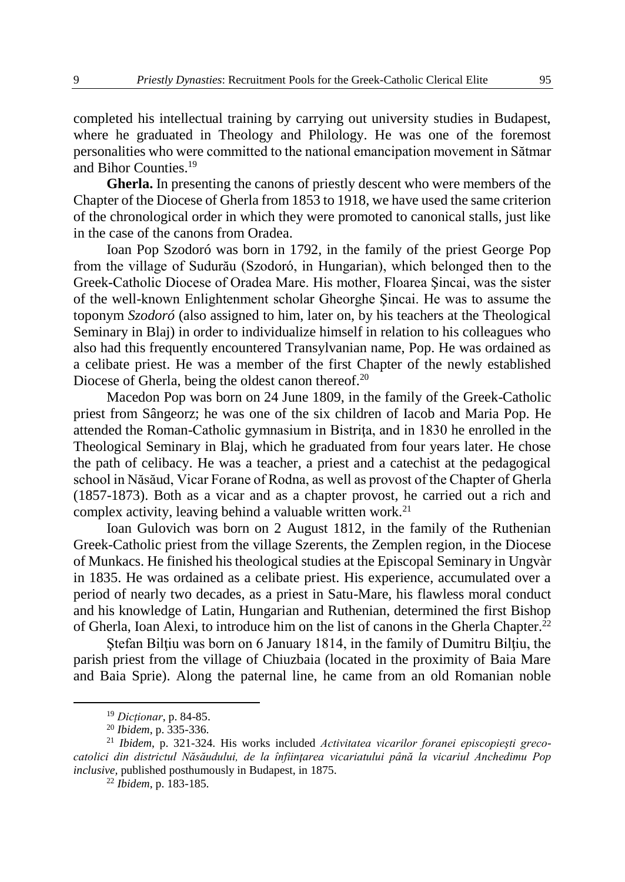completed his intellectual training by carrying out university studies in Budapest, where he graduated in Theology and Philology. He was one of the foremost personalities who were committed to the national emancipation movement in Sătmar and Bihor Counties.[19]

**Gherla.** In presenting the canons of priestly descent who were members of the Chapter of the Diocese of Gherla from 1853 to 1918, we have used the same criterion of the chronological order in which they were promoted to canonical stalls, just like in the case of the canons from Oradea.

Ioan Pop Szodoró was born in 1792, in the family of the priest George Pop from the village of Sudurău (Szodoró, in Hungarian), which belonged then to the Greek-Catholic Diocese of Oradea Mare. His mother, Floarea Șincai, was the sister of the well-known Enlightenment scholar Gheorghe Șincai. He was to assume the toponym *Szodoró* (also assigned to him, later on, by his teachers at the Theological Seminary in Blaj) in order to individualize himself in relation to his colleagues who also had this frequently encountered Transylvanian name, Pop. He was ordained as a celibate priest. He was a member of the first Chapter of the newly established Diocese of Gherla, being the oldest canon thereof.[20]

Macedon Pop was born on 24 June 1809, in the family of the Greek-Catholic priest from Sângeorz; he was one of the six children of Iacob and Maria Pop. He attended the Roman-Catholic gymnasium in Bistriţa, and in 1830 he enrolled in the Theological Seminary in Blaj, which he graduated from four years later. He chose the path of celibacy. He was a teacher, a priest and a catechist at the pedagogical school in Năsăud, Vicar Forane of Rodna, as well as provost of the Chapter of Gherla (1857-1873). Both as a vicar and as a chapter provost, he carried out a rich and complex activity, leaving behind a valuable written work.[21]

Ioan Gulovich was born on 2 August 1812, in the family of the Ruthenian Greek-Catholic priest from the village Szerents, the Zemplen region, in the Diocese of Munkacs. He finished his theological studies at the Episcopal Seminary in Ungvàr in 1835. He was ordained as a celibate priest. His experience, accumulated over a period of nearly two decades, as a priest in Satu-Mare, his flawless moral conduct and his knowledge of Latin, Hungarian and Ruthenian, determined the first Bishop of Gherla, Ioan Alexi, to introduce him on the list of canons in the Gherla Chapter.[22]

Ștefan Bilţiu was born on 6 January 1814, in the family of Dumitru Bilţiu, the parish priest from the village of Chiuzbaia (located in the proximity of Baia Mare and Baia Sprie). Along the paternal line, he came from an old Romanian noble

---

[19] *Dicționar*, p. 84-85.

[20] *Ibidem*, p. 335-336.

[21] *Ibidem*, p. 321-324. His works included *Activitatea vicarilor foranei episcopiești greco-catolici din districtul Năsăudului, de la înfiinţarea vicariatului până la vicariul Anchedimu Pop inclusive*, published posthumously in Budapest, in 1875.

[22] *Ibidem*, p. 183-185.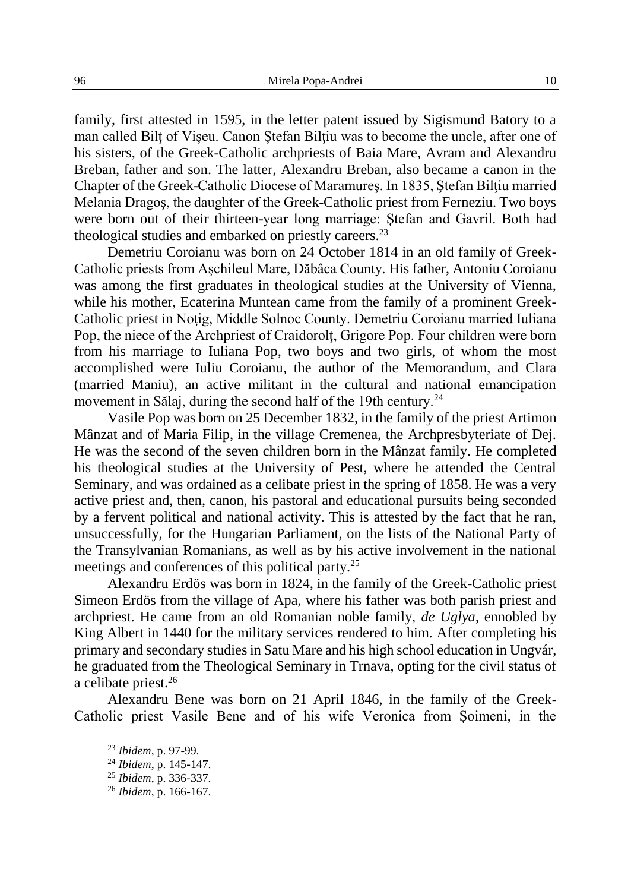family, first attested in 1595, in the letter patent issued by Sigismund Batory to a man called Bilţ of Vişeu. Canon Ştefan Bilţiu was to become the uncle, after one of his sisters, of the Greek-Catholic archpriests of Baia Mare, Avram and Alexandru Breban, father and son. The latter, Alexandru Breban, also became a canon in the Chapter of the Greek-Catholic Diocese of Maramureş. In 1835, Ştefan Bilţiu married Melania Dragoş, the daughter of the Greek-Catholic priest from Ferneziu. Two boys were born out of their thirteen-year long marriage: Ştefan and Gavril. Both had theological studies and embarked on priestly careers.[23]

Demetriu Coroianu was born on 24 October 1814 in an old family of Greek-Catholic priests from Aşchileul Mare, Dăbâca County. His father, Antoniu Coroianu was among the first graduates in theological studies at the University of Vienna, while his mother, Ecaterina Muntean came from the family of a prominent Greek-Catholic priest in Noţig, Middle Solnoc County. Demetriu Coroianu married Iuliana Pop, the niece of the Archpriest of Craidorolţ, Grigore Pop. Four children were born from his marriage to Iuliana Pop, two boys and two girls, of whom the most accomplished were Iuliu Coroianu, the author of the Memorandum, and Clara (married Maniu), an active militant in the cultural and national emancipation movement in Sălaj, during the second half of the 19th century.[24]

Vasile Pop was born on 25 December 1832, in the family of the priest Artimon Mânzat and of Maria Filip, in the village Cremenea, the Archpresbyteriate of Dej. He was the second of the seven children born in the Mânzat family. He completed his theological studies at the University of Pest, where he attended the Central Seminary, and was ordained as a celibate priest in the spring of 1858. He was a very active priest and, then, canon, his pastoral and educational pursuits being seconded by a fervent political and national activity. This is attested by the fact that he ran, unsuccessfully, for the Hungarian Parliament, on the lists of the National Party of the Transylvanian Romanians, as well as by his active involvement in the national meetings and conferences of this political party.[25]

Alexandru Erdös was born in 1824, in the family of the Greek-Catholic priest Simeon Erdös from the village of Apa, where his father was both parish priest and archpriest. He came from an old Romanian noble family, *de Uglya*, ennobled by King Albert in 1440 for the military services rendered to him. After completing his primary and secondary studies in Satu Mare and his high school education in Ungvár, he graduated from the Theological Seminary in Trnava, opting for the civil status of a celibate priest.[26]

Alexandru Bene was born on 21 April 1846, in the family of the Greek-Catholic priest Vasile Bene and of his wife Veronica from Şoimeni, in the

---

[23] *Ibidem*, p. 97-99.

[24] *Ibidem*, p. 145-147.

[25] *Ibidem*, p. 336-337.

[26] *Ibidem*, p. 166-167.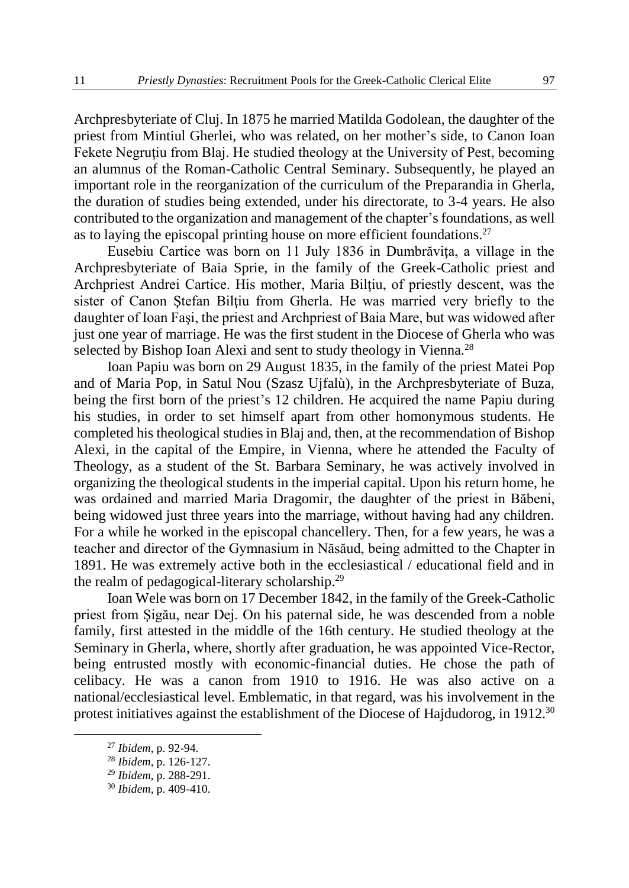Archpresbyteriate of Cluj. In 1875 he married Matilda Godolean, the daughter of the priest from Mintiul Gherlei, who was related, on her mother's side, to Canon Ioan Fekete Negruţiu from Blaj. He studied theology at the University of Pest, becoming an alumnus of the Roman-Catholic Central Seminary. Subsequently, he played an important role in the reorganization of the curriculum of the Preparandia in Gherla, the duration of studies being extended, under his directorate, to 3-4 years. He also contributed to the organization and management of the chapter's foundations, as well as to laying the episcopal printing house on more efficient foundations.[27]

Eusebiu Cartice was born on 11 July 1836 in Dumbrăviţa, a village in the Archpresbyteriate of Baia Sprie, in the family of the Greek-Catholic priest and Archpriest Andrei Cartice. His mother, Maria Bilţiu, of priestly descent, was the sister of Canon Ștefan Bilţiu from Gherla. He was married very briefly to the daughter of Ioan Faşi, the priest and Archpriest of Baia Mare, but was widowed after just one year of marriage. He was the first student in the Diocese of Gherla who was selected by Bishop Ioan Alexi and sent to study theology in Vienna.[28]

Ioan Papiu was born on 29 August 1835, in the family of the priest Matei Pop and of Maria Pop, in Satul Nou (Szasz Ujfalù), in the Archpresbyteriate of Buza, being the first born of the priest's 12 children. He acquired the name Papiu during his studies, in order to set himself apart from other homonymous students. He completed his theological studies in Blaj and, then, at the recommendation of Bishop Alexi, in the capital of the Empire, in Vienna, where he attended the Faculty of Theology, as a student of the St. Barbara Seminary, he was actively involved in organizing the theological students in the imperial capital. Upon his return home, he was ordained and married Maria Dragomir, the daughter of the priest in Băbeni, being widowed just three years into the marriage, without having had any children. For a while he worked in the episcopal chancellery. Then, for a few years, he was a teacher and director of the Gymnasium in Năsăud, being admitted to the Chapter in 1891. He was extremely active both in the ecclesiastical / educational field and in the realm of pedagogical-literary scholarship.[29]

Ioan Wele was born on 17 December 1842, in the family of the Greek-Catholic priest from Șigău, near Dej. On his paternal side, he was descended from a noble family, first attested in the middle of the 16th century. He studied theology at the Seminary in Gherla, where, shortly after graduation, he was appointed Vice-Rector, being entrusted mostly with economic-financial duties. He chose the path of celibacy. He was a canon from 1910 to 1916. He was also active on a national/ecclesiastical level. Emblematic, in that regard, was his involvement in the protest initiatives against the establishment of the Diocese of Hajdudorog, in 1912.[30]

---

[27] *Ibidem*, p. 92-94.

[28] *Ibidem*, p. 126-127.

[29] *Ibidem*, p. 288-291.

[30] *Ibidem*, p. 409-410.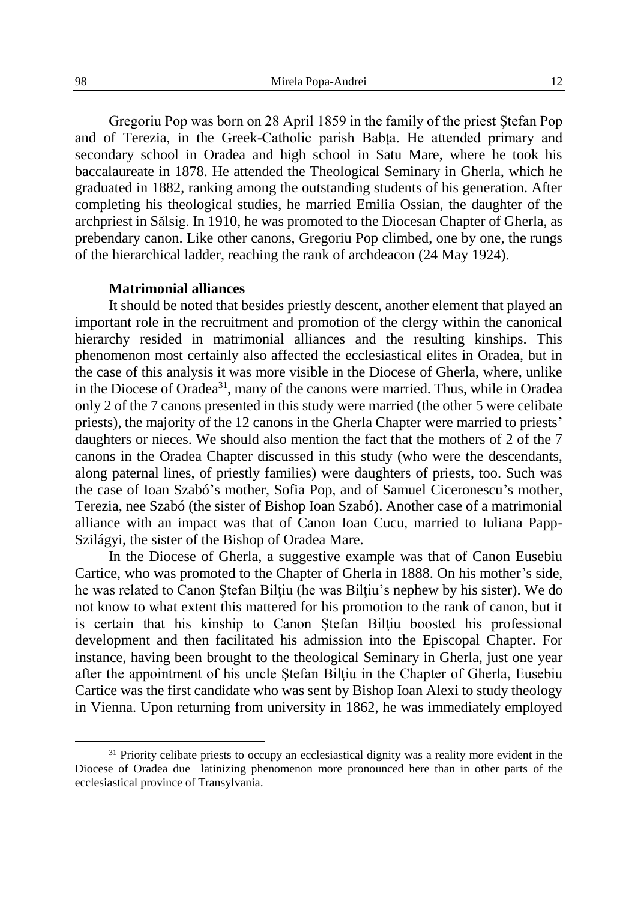Gregoriu Pop was born on 28 April 1859 in the family of the priest Ştefan Pop and of Terezia, in the Greek-Catholic parish Babţa. He attended primary and secondary school in Oradea and high school in Satu Mare, where he took his baccalaureate in 1878. He attended the Theological Seminary in Gherla, which he graduated in 1882, ranking among the outstanding students of his generation. After completing his theological studies, he married Emilia Ossian, the daughter of the archpriest in Sălsig. In 1910, he was promoted to the Diocesan Chapter of Gherla, as prebendary canon. Like other canons, Gregoriu Pop climbed, one by one, the rungs of the hierarchical ladder, reaching the rank of archdeacon (24 May 1924).

**Matrimonial alliances**

It should be noted that besides priestly descent, another element that played an important role in the recruitment and promotion of the clergy within the canonical hierarchy resided in matrimonial alliances and the resulting kinships. This phenomenon most certainly also affected the ecclesiastical elites in Oradea, but in the case of this analysis it was more visible in the Diocese of Gherla, where, unlike in the Diocese of Oradea[31], many of the canons were married. Thus, while in Oradea only 2 of the 7 canons presented in this study were married (the other 5 were celibate priests), the majority of the 12 canons in the Gherla Chapter were married to priests' daughters or nieces. We should also mention the fact that the mothers of 2 of the 7 canons in the Oradea Chapter discussed in this study (who were the descendants, along paternal lines, of priestly families) were daughters of priests, too. Such was the case of Ioan Szabó's mother, Sofia Pop, and of Samuel Ciceronescu's mother, Terezia, nee Szabó (the sister of Bishop Ioan Szabó). Another case of a matrimonial alliance with an impact was that of Canon Ioan Cucu, married to Iuliana Papp-Szilágyi, the sister of the Bishop of Oradea Mare.

In the Diocese of Gherla, a suggestive example was that of Canon Eusebiu Cartice, who was promoted to the Chapter of Gherla in 1888. On his mother's side, he was related to Canon Ştefan Bilţiu (he was Bilţiu's nephew by his sister). We do not know to what extent this mattered for his promotion to the rank of canon, but it is certain that his kinship to Canon Ştefan Bilţiu boosted his professional development and then facilitated his admission into the Episcopal Chapter. For instance, having been brought to the theological Seminary in Gherla, just one year after the appointment of his uncle Ştefan Bilţiu in the Chapter of Gherla, Eusebiu Cartice was the first candidate who was sent by Bishop Ioan Alexi to study theology in Vienna. Upon returning from university in 1862, he was immediately employed

[31] Priority celibate priests to occupy an ecclesiastical dignity was a reality more evident in the Diocese of Oradea due latinizing phenomenon more pronounced here than in other parts of the ecclesiastical province of Transylvania.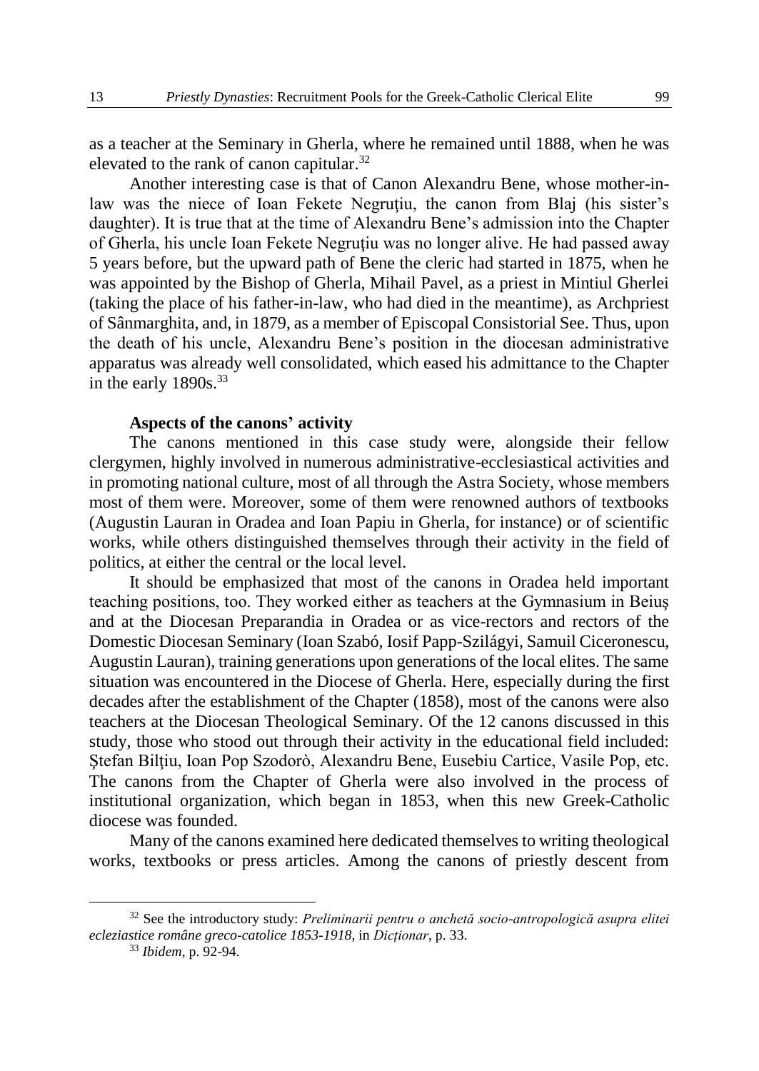as a teacher at the Seminary in Gherla, where he remained until 1888, when he was elevated to the rank of canon capitular.[32]

Another interesting case is that of Canon Alexandru Bene, whose mother-in-law was the niece of Ioan Fekete Negruţiu, the canon from Blaj (his sister's daughter). It is true that at the time of Alexandru Bene's admission into the Chapter of Gherla, his uncle Ioan Fekete Negruţiu was no longer alive. He had passed away 5 years before, but the upward path of Bene the cleric had started in 1875, when he was appointed by the Bishop of Gherla, Mihail Pavel, as a priest in Mintiul Gherlei (taking the place of his father-in-law, who had died in the meantime), as Archpriest of Sânmarghita, and, in 1879, as a member of Episcopal Consistorial See. Thus, upon the death of his uncle, Alexandru Bene's position in the diocesan administrative apparatus was already well consolidated, which eased his admittance to the Chapter in the early 1890s.[33]

### Aspects of the canons' activity

The canons mentioned in this case study were, alongside their fellow clergymen, highly involved in numerous administrative-ecclesiastical activities and in promoting national culture, most of all through the Astra Society, whose members most of them were. Moreover, some of them were renowned authors of textbooks (Augustin Lauran in Oradea and Ioan Papiu in Gherla, for instance) or of scientific works, while others distinguished themselves through their activity in the field of politics, at either the central or the local level.

It should be emphasized that most of the canons in Oradea held important teaching positions, too. They worked either as teachers at the Gymnasium in Beiuş and at the Diocesan Preparandia in Oradea or as vice-rectors and rectors of the Domestic Diocesan Seminary (Ioan Szabó, Iosif Papp-Szilágyi, Samuil Ciceronescu, Augustin Lauran), training generations upon generations of the local elites. The same situation was encountered in the Diocese of Gherla. Here, especially during the first decades after the establishment of the Chapter (1858), most of the canons were also teachers at the Diocesan Theological Seminary. Of the 12 canons discussed in this study, those who stood out through their activity in the educational field included: Ştefan Bilţiu, Ioan Pop Szodorò, Alexandru Bene, Eusebiu Cartice, Vasile Pop, etc. The canons from the Chapter of Gherla were also involved in the process of institutional organization, which began in 1853, when this new Greek-Catholic diocese was founded.

Many of the canons examined here dedicated themselves to writing theological works, textbooks or press articles. Among the canons of priestly descent from

---

[32] See the introductory study: *Preliminarii pentru o anchetă socio-antropologică asupra elitei ecleziastice române greco-catolice 1853-1918*, in *Dicționar*, p. 33.

[33] *Ibidem*, p. 92-94.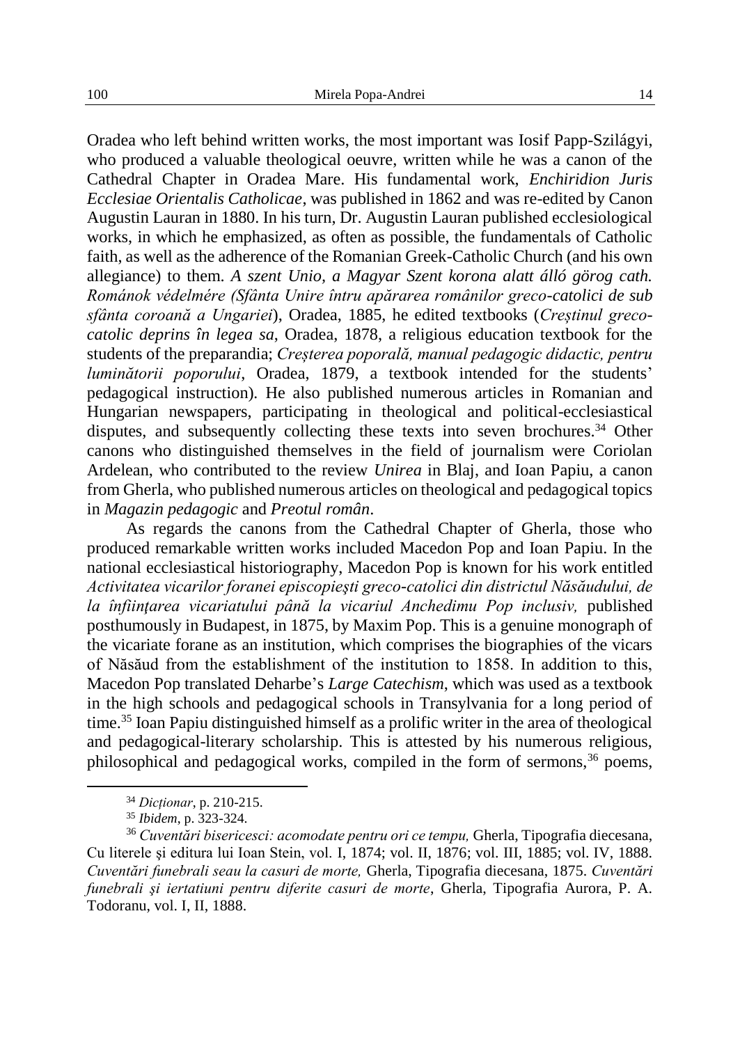Oradea who left behind written works, the most important was Iosif Papp-Szilágyi, who produced a valuable theological oeuvre, written while he was a canon of the Cathedral Chapter in Oradea Mare. His fundamental work, *Enchiridion Juris Ecclesiae Orientalis Catholicae*, was published in 1862 and was re-edited by Canon Augustin Lauran in 1880. In his turn, Dr. Augustin Lauran published ecclesiological works, in which he emphasized, as often as possible, the fundamentals of Catholic faith, as well as the adherence of the Romanian Greek-Catholic Church (and his own allegiance) to them. *A szent Unio, a Magyar Szent korona alatt álló görog cath. Románok védelmére (Sfânta Unire întru apărarea românilor greco-catolici de sub sfânta coroană a Ungariei*), Oradea, 1885, he edited textbooks (*Creştinul greco-catolic deprins în legea sa*, Oradea, 1878, a religious education textbook for the students of the preparandia; *Creşterea poporală, manual pedagogic didactic, pentru luminătorii poporului*, Oradea, 1879, a textbook intended for the students' pedagogical instruction). He also published numerous articles in Romanian and Hungarian newspapers, participating in theological and political-ecclesiastical disputes, and subsequently collecting these texts into seven brochures.[34] Other canons who distinguished themselves in the field of journalism were Coriolan Ardelean, who contributed to the review *Unirea* in Blaj, and Ioan Papiu, a canon from Gherla, who published numerous articles on theological and pedagogical topics in *Magazin pedagogic* and *Preotul român*.

As regards the canons from the Cathedral Chapter of Gherla, those who produced remarkable written works included Macedon Pop and Ioan Papiu. In the national ecclesiastical historiography, Macedon Pop is known for his work entitled *Activitatea vicarilor foranei episcopieşti greco-catolici din districtul Năsăudului, de la înfiinţarea vicariatului până la vicariul Anchedimu Pop inclusiv,* published posthumously in Budapest, in 1875, by Maxim Pop. This is a genuine monograph of the vicariate forane as an institution, which comprises the biographies of the vicars of Năsăud from the establishment of the institution to 1858. In addition to this, Macedon Pop translated Deharbe's *Large Catechism*, which was used as a textbook in the high schools and pedagogical schools in Transylvania for a long period of time.[35] Ioan Papiu distinguished himself as a prolific writer in the area of theological and pedagogical-literary scholarship. This is attested by his numerous religious, philosophical and pedagogical works, compiled in the form of sermons,[36] poems,

[34] *Dicţionar*, p. 210-215.

[35] *Ibidem*, p. 323-324.

[36] *Cuventări bisericesci: acomodate pentru ori ce tempu,* Gherla, Tipografia diecesana, Cu literele şi editura lui Ioan Stein, vol. I, 1874; vol. II, 1876; vol. III, 1885; vol. IV, 1888. *Cuventări funebrali seau la casuri de morte,* Gherla, Tipografia diecesana, 1875. *Cuventări funebrali şi iertatiuni pentru diferite casuri de morte*, Gherla, Tipografia Aurora, P. A. Todoranu, vol. I, II, 1888.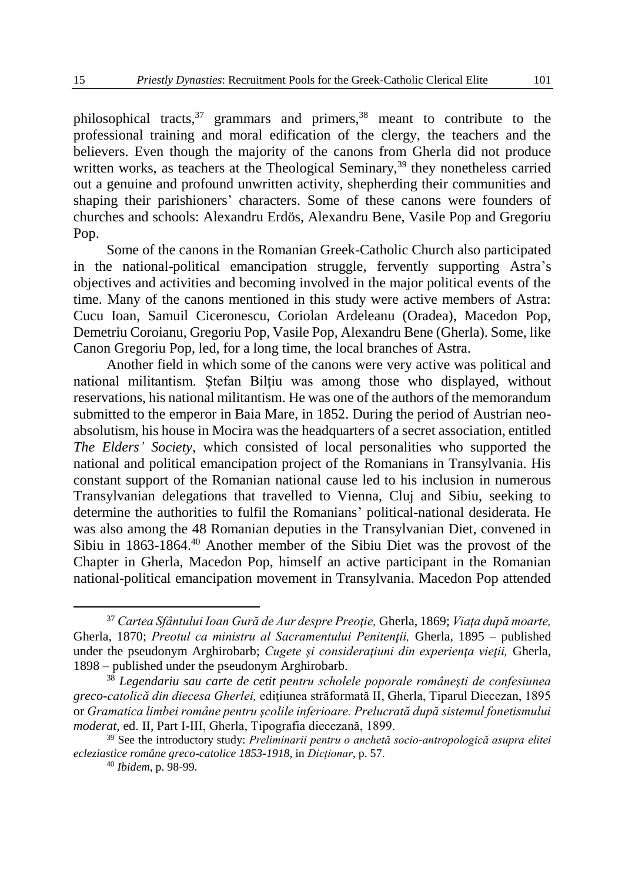philosophical tracts,[37] grammars and primers,[38] meant to contribute to the professional training and moral edification of the clergy, the teachers and the believers. Even though the majority of the canons from Gherla did not produce written works, as teachers at the Theological Seminary,[39] they nonetheless carried out a genuine and profound unwritten activity, shepherding their communities and shaping their parishioners' characters. Some of these canons were founders of churches and schools: Alexandru Erdös, Alexandru Bene, Vasile Pop and Gregoriu Pop.

Some of the canons in the Romanian Greek-Catholic Church also participated in the national-political emancipation struggle, fervently supporting Astra's objectives and activities and becoming involved in the major political events of the time. Many of the canons mentioned in this study were active members of Astra: Cucu Ioan, Samuil Ciceronescu, Coriolan Ardeleanu (Oradea), Macedon Pop, Demetriu Coroianu, Gregoriu Pop, Vasile Pop, Alexandru Bene (Gherla). Some, like Canon Gregoriu Pop, led, for a long time, the local branches of Astra.

Another field in which some of the canons were very active was political and national militantism. Ştefan Bilţiu was among those who displayed, without reservations, his national militantism. He was one of the authors of the memorandum submitted to the emperor in Baia Mare, in 1852. During the period of Austrian neo-absolutism, his house in Mocira was the headquarters of a secret association, entitled *The Elders' Society*, which consisted of local personalities who supported the national and political emancipation project of the Romanians in Transylvania. His constant support of the Romanian national cause led to his inclusion in numerous Transylvanian delegations that travelled to Vienna, Cluj and Sibiu, seeking to determine the authorities to fulfil the Romanians' political-national desiderata. He was also among the 48 Romanian deputies in the Transylvanian Diet, convened in Sibiu in 1863-1864.[40] Another member of the Sibiu Diet was the provost of the Chapter in Gherla, Macedon Pop, himself an active participant in the Romanian national-political emancipation movement in Transylvania. Macedon Pop attended

---

[37] *Cartea Sfântului Ioan Gură de Aur despre Preoţie,* Gherla, 1869; *Viaţa după moarte,* Gherla, 1870; *Preotul ca ministru al Sacramentului Penitenţii,* Gherla, 1895 – published under the pseudonym Arghirobarb; *Cugete şi consideraţiuni din experienţa vieţii,* Gherla, 1898 – published under the pseudonym Arghirobarb.

[38] *Legendariu sau carte de cetit pentru scholele poporale româneşti de confesiunea greco-catolică din diecesa Gherlei,* ediţiunea străformată II, Gherla, Tiparul Diecezan, 1895 or *Gramatica limbei române pentru şcolile inferioare. Prelucrată după sistemul fonetismului moderat,* ed. II, Part I-III, Gherla, Tipografia diecezană, 1899.

[39] See the introductory study: *Preliminarii pentru o anchetă socio-antropologică asupra elitei ecleziastice române greco-catolice 1853-1918*, in *Dicţionar*, p. 57.

[40] *Ibidem*, p. 98-99.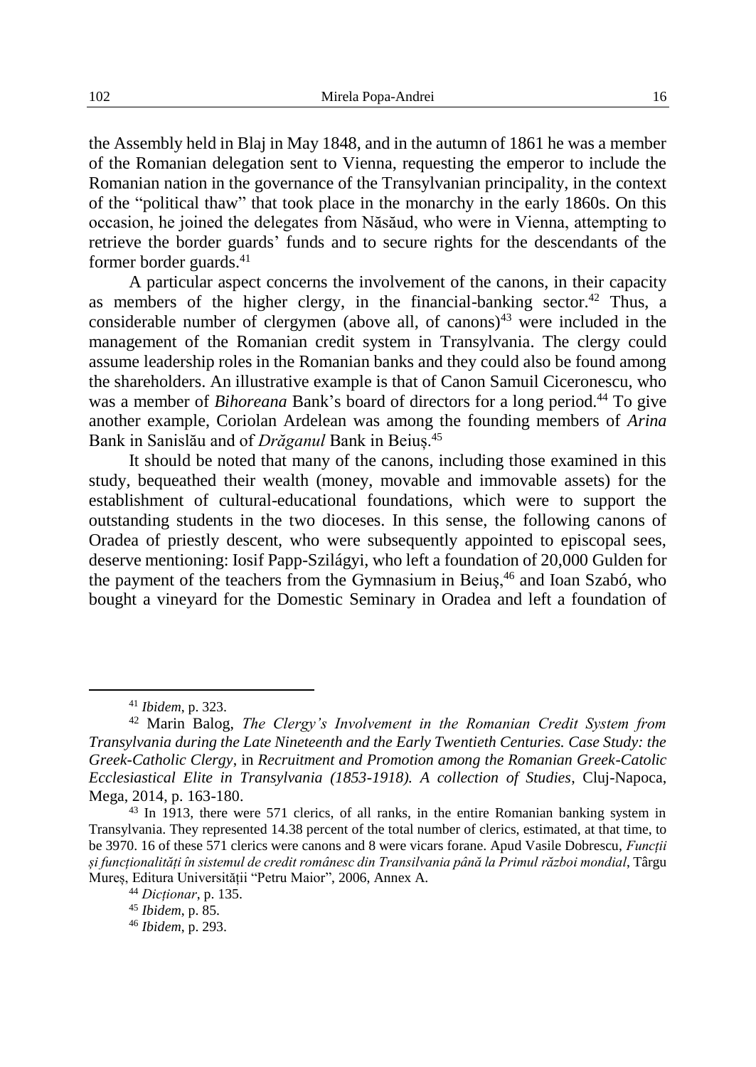the Assembly held in Blaj in May 1848, and in the autumn of 1861 he was a member of the Romanian delegation sent to Vienna, requesting the emperor to include the Romanian nation in the governance of the Transylvanian principality, in the context of the "political thaw" that took place in the monarchy in the early 1860s. On this occasion, he joined the delegates from Năsăud, who were in Vienna, attempting to retrieve the border guards' funds and to secure rights for the descendants of the former border guards.[41]

A particular aspect concerns the involvement of the canons, in their capacity as members of the higher clergy, in the financial-banking sector.[42] Thus, a considerable number of clergymen (above all, of canons)[43] were included in the management of the Romanian credit system in Transylvania. The clergy could assume leadership roles in the Romanian banks and they could also be found among the shareholders. An illustrative example is that of Canon Samuil Ciceronescu, who was a member of *Bihoreana* Bank's board of directors for a long period.[44] To give another example, Coriolan Ardelean was among the founding members of *Arina* Bank in Sanislău and of *Drăganul* Bank in Beiuș.[45]

It should be noted that many of the canons, including those examined in this study, bequeathed their wealth (money, movable and immovable assets) for the establishment of cultural-educational foundations, which were to support the outstanding students in the two dioceses. In this sense, the following canons of Oradea of priestly descent, who were subsequently appointed to episcopal sees, deserve mentioning: Iosif Papp-Szilágyi, who left a foundation of 20,000 Gulden for the payment of the teachers from the Gymnasium in Beiuș,[46] and Ioan Szabó, who bought a vineyard for the Domestic Seminary in Oradea and left a foundation of

---

[41] *Ibidem*, p. 323.

[42] Marin Balog, *The Clergy's Involvement in the Romanian Credit System from Transylvania during the Late Nineteenth and the Early Twentieth Centuries. Case Study: the Greek-Catholic Clergy*, in *Recruitment and Promotion among the Romanian Greek-Catolic Ecclesiastical Elite in Transylvania (1853-1918). A collection of Studies*, Cluj-Napoca, Mega, 2014, p. 163-180.

[43] In 1913, there were 571 clerics, of all ranks, in the entire Romanian banking system in Transylvania. They represented 14.38 percent of the total number of clerics, estimated, at that time, to be 3970. 16 of these 571 clerics were canons and 8 were vicars forane. Apud Vasile Dobrescu, *Funcții și funcționalități în sistemul de credit românesc din Transilvania până la Primul război mondial*, Târgu Mureș, Editura Universității "Petru Maior", 2006, Annex A.

[44] *Dicționar*, p. 135.

[45] *Ibidem*, p. 85.

[46] *Ibidem*, p. 293.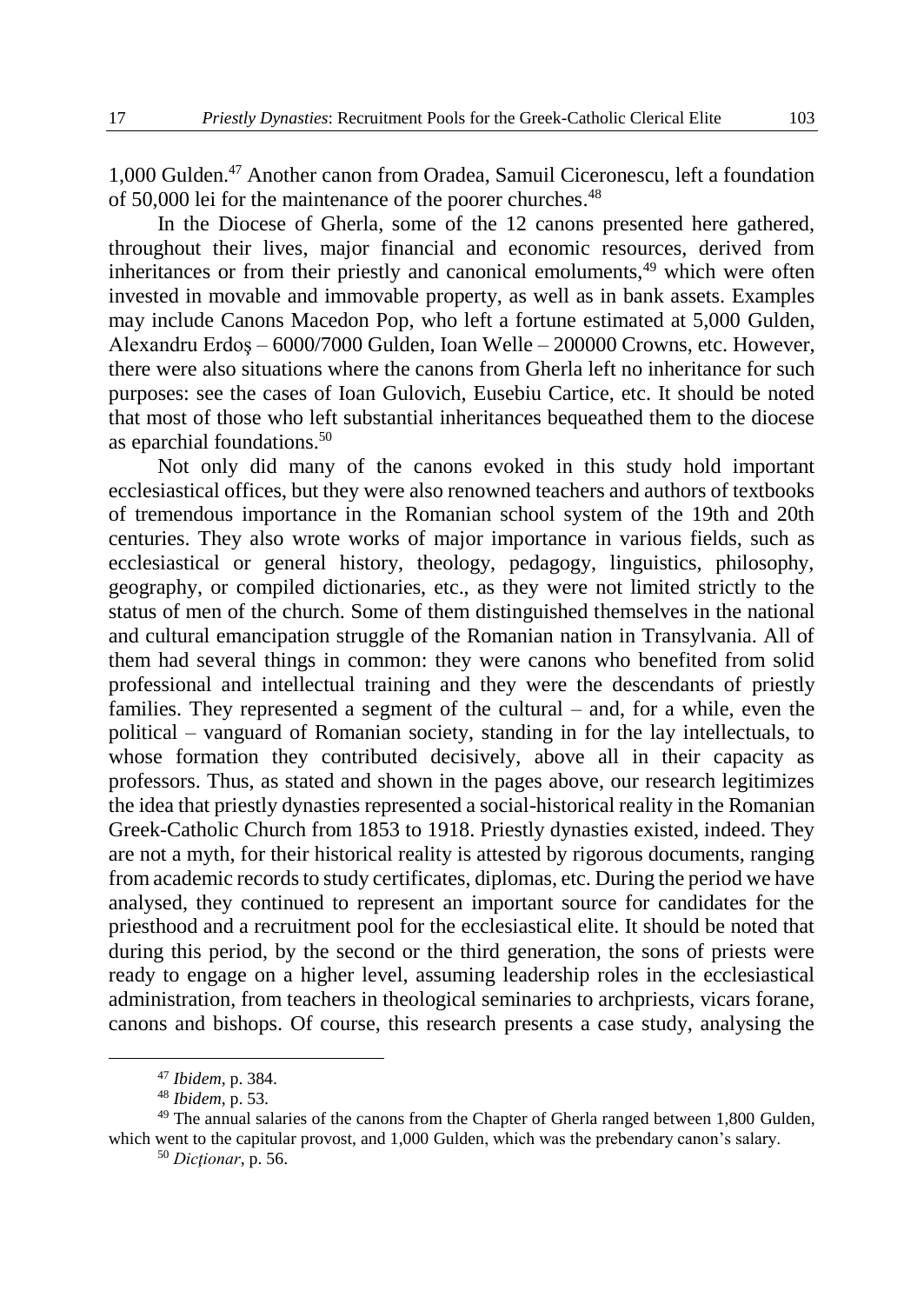1,000 Gulden.[47] Another canon from Oradea, Samuil Ciceronescu, left a foundation of 50,000 lei for the maintenance of the poorer churches.[48]

In the Diocese of Gherla, some of the 12 canons presented here gathered, throughout their lives, major financial and economic resources, derived from inheritances or from their priestly and canonical emoluments,[49] which were often invested in movable and immovable property, as well as in bank assets. Examples may include Canons Macedon Pop, who left a fortune estimated at 5,000 Gulden, Alexandru Erdoş – 6000/7000 Gulden, Ioan Welle – 200000 Crowns, etc. However, there were also situations where the canons from Gherla left no inheritance for such purposes: see the cases of Ioan Gulovich, Eusebiu Cartice, etc. It should be noted that most of those who left substantial inheritances bequeathed them to the diocese as eparchial foundations.[50]

Not only did many of the canons evoked in this study hold important ecclesiastical offices, but they were also renowned teachers and authors of textbooks of tremendous importance in the Romanian school system of the 19th and 20th centuries. They also wrote works of major importance in various fields, such as ecclesiastical or general history, theology, pedagogy, linguistics, philosophy, geography, or compiled dictionaries, etc., as they were not limited strictly to the status of men of the church. Some of them distinguished themselves in the national and cultural emancipation struggle of the Romanian nation in Transylvania. All of them had several things in common: they were canons who benefited from solid professional and intellectual training and they were the descendants of priestly families. They represented a segment of the cultural – and, for a while, even the political – vanguard of Romanian society, standing in for the lay intellectuals, to whose formation they contributed decisively, above all in their capacity as professors. Thus, as stated and shown in the pages above, our research legitimizes the idea that priestly dynasties represented a social-historical reality in the Romanian Greek-Catholic Church from 1853 to 1918. Priestly dynasties existed, indeed. They are not a myth, for their historical reality is attested by rigorous documents, ranging from academic records to study certificates, diplomas, etc. During the period we have analysed, they continued to represent an important source for candidates for the priesthood and a recruitment pool for the ecclesiastical elite. It should be noted that during this period, by the second or the third generation, the sons of priests were ready to engage on a higher level, assuming leadership roles in the ecclesiastical administration, from teachers in theological seminaries to archpriests, vicars forane, canons and bishops. Of course, this research presents a case study, analysing the

---

[47] *Ibidem*, p. 384.

[48] *Ibidem*, p. 53.

[49] The annual salaries of the canons from the Chapter of Gherla ranged between 1,800 Gulden, which went to the capitular provost, and 1,000 Gulden, which was the prebendary canon's salary.

[50] *Dicţionar*, p. 56.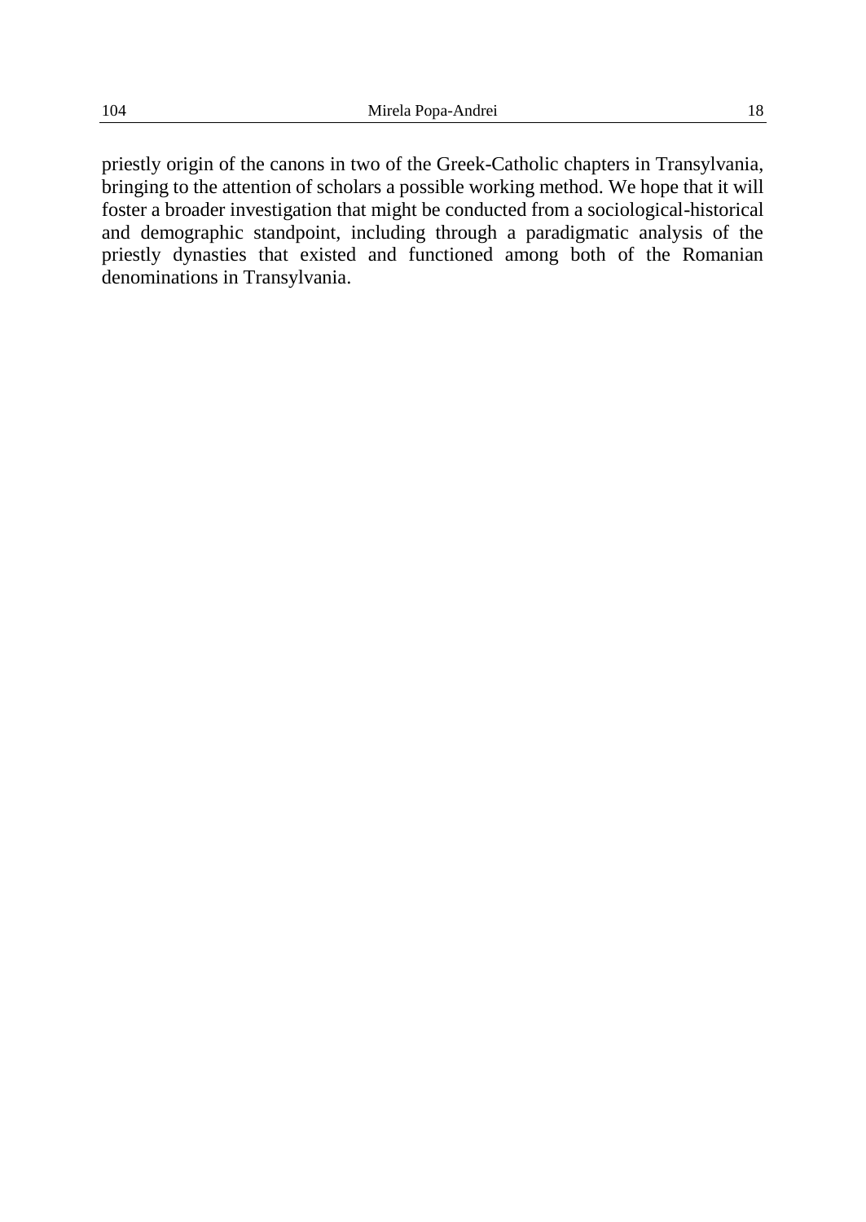priestly origin of the canons in two of the Greek-Catholic chapters in Transylvania, bringing to the attention of scholars a possible working method. We hope that it will foster a broader investigation that might be conducted from a sociological-historical and demographic standpoint, including through a paradigmatic analysis of the priestly dynasties that existed and functioned among both of the Romanian denominations in Transylvania.